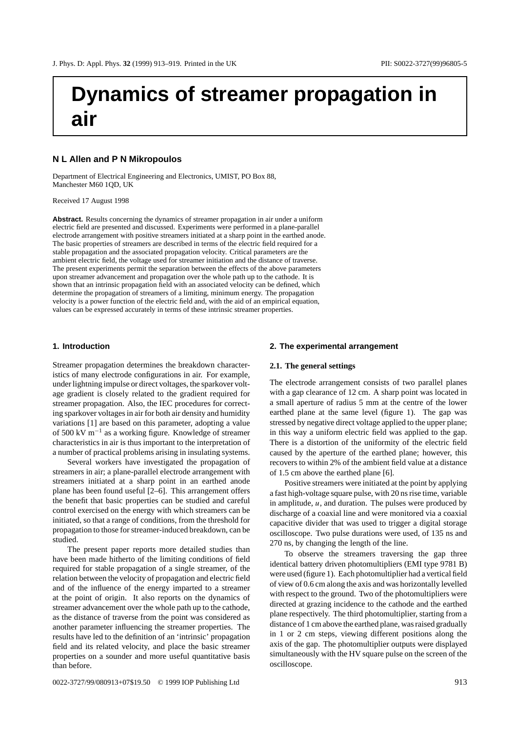# Dynamics of streamer propagation in air

**N L Allen and P N Mikropoulos**

Department of Electrical Engineering and Electronics, UMIST, PO Box 88, Manchester M60 1QD, UK

Received 17 August 1998

**Abstract.** Results concerning the dynamics of streamer propagation in air under a uniform electric field are presented and discussed. Experiments were performed in a plane-parallel electrode arrangement with positive streamers initiated at a sharp point in the earthed anode. The basic properties of streamers are described in terms of the electric field required for a stable propagation and the associated propagation velocity. Critical parameters are the ambient electric field, the voltage used for streamer initiation and the distance of traverse. The present experiments permit the separation between the effects of the above parameters upon streamer advancement and propagation over the whole path up to the cathode. It is shown that an intrinsic propagation field with an associated velocity can be defined, which determine the propagation of streamers of a limiting, minimum energy. The propagation velocity is a power function of the electric field and, with the aid of an empirical equation, values can be expressed accurately in terms of these intrinsic streamer properties.

## 1. Introduction

Streamer propagation determines the breakdown characteristics of many electrode configurations in air. For example, under lightning impulse or direct voltages, the sparkover voltage gradient is closely related to the gradient required for streamer propagation. Also, the IEC procedures for correcting sparkover voltages in air for both air density and humidity variations [1] are based on this parameter, adopting a value of 500 kV $m^{-1}$ as a working figure. Knowledge of streamer characteristics in air is thus important to the interpretation of a number of practical problems arising in insulating systems.

Several workers have investigated the propagation of streamers in air; a plane-parallel electrode arrangement with streamers initiated at a sharp point in an earthed anode plane has been found useful [2–6]. This arrangement offers the benefit that basic properties can be studied and careful control exercised on the energy with which streamers can be initiated, so that a range of conditions, from the threshold for propagation to those for streamer-induced breakdown, can be studied.

The present paper reports more detailed studies than have been made hitherto of the limiting conditions of field required for stable propagation of a single streamer, of the relation between the velocity of propagation and electric field and of the influence of the energy imparted to a streamer at the point of origin. It also reports on the dynamics of streamer advancement over the whole path up to the cathode, as the distance of traverse from the point was considered as another parameter influencing the streamer properties. The results have led to the definition of an 'intrinsic' propagation field and its related velocity, and place the basic streamer properties on a sounder and more useful quantitative basis than before.

## 2. The experimental arrangement

### 2.1. The general settings

The electrode arrangement consists of two parallel planes with a gap clearance of 12 cm. A sharp point was located in a small aperture of radius 5 mm at the centre of the lower earthed plane at the same level (figure 1). The gap was stressed by negative direct voltage applied to the upper plane; in this way a uniform electric field was applied to the gap. There is a distortion of the uniformity of the electric field caused by the aperture of the earthed plane; however, this recovers to within 2% of the ambient field value at a distance of 1.5 cm above the earthed plane [6].

Positive streamers were initiated at the point by applying a fast high-voltage square pulse, with 20 ns rise time, variable in amplitude, $u$, and duration. The pulses were produced by discharge of a coaxial line and were monitored via a coaxial capacitive divider that was used to trigger a digital storage oscilloscope. Two pulse durations were used, of 135 ns and 270 ns, by changing the length of the line.

To observe the streamers traversing the gap three identical battery driven photomultipliers (EMI type 9781 B) were used (figure 1). Each photomultiplier had a vertical field of view of 0.6 cm along the axis and was horizontally levelled with respect to the ground. Two of the photomultipliers were directed at grazing incidence to the cathode and the earthed plane respectively. The third photomultiplier, starting from a distance of 1 cm above the earthed plane, was raised gradually in 1 or 2 cm steps, viewing different positions along the axis of the gap. The photomultiplier outputs were displayed simultaneously with the HV square pulse on the screen of the oscilloscope.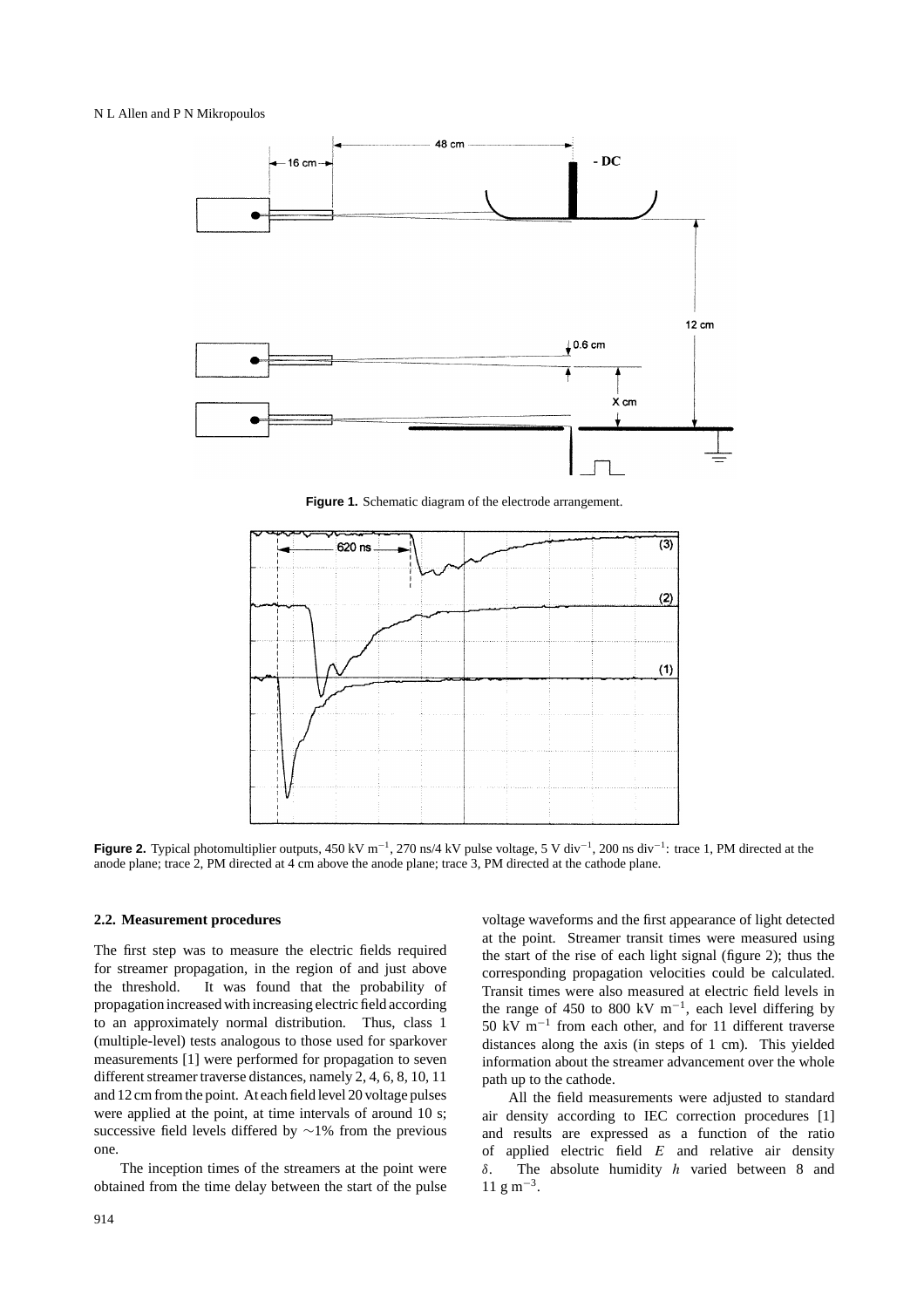**Figure 1.** Schematic diagram of the electrode arrangement.

**Figure 2.** Typical photomultiplier outputs, 450 kV m$^{-1}$, 270 ns/4 kV pulse voltage, 5 V div$^{-1}$, 200 ns div$^{-1}$: trace 1, PM directed at the anode plane; trace 2, PM directed at 4 cm above the anode plane; trace 3, PM directed at the cathode plane.

### 2.2. Measurement procedures

The first step was to measure the electric fields required for streamer propagation, in the region of and just above the threshold. It was found that the probability of propagation increased with increasing electric field according to an approximately normal distribution. Thus, class 1 (multiple-level) tests analogous to those used for sparkover measurements [1] were performed for propagation to seven different streamer traverse distances, namely 2, 4, 6, 8, 10, 11 and 12 cm from the point. At each field level 20 voltage pulses were applied at the point, at time intervals of around 10 s; successive field levels differed by $\sim$1% from the previous one.

The inception times of the streamers at the point were obtained from the time delay between the start of the pulse voltage waveforms and the first appearance of light detected at the point. Streamer transit times were measured using the start of the rise of each light signal (figure 2); thus the corresponding propagation velocities could be calculated. Transit times were also measured at electric field levels in the range of 450 to 800 kV m$^{-1}$, each level differing by 50 kV m$^{-1}$ from each other, and for 11 different traverse distances along the axis (in steps of 1 cm). This yielded information about the streamer advancement over the whole path up to the cathode.

All the field measurements were adjusted to standard air density according to IEC correction procedures [1] and results are expressed as a function of the ratio of applied electric field $E$ and relative air density $\delta$. The absolute humidity $h$ varied between 8 and 11 g m$^{-3}$.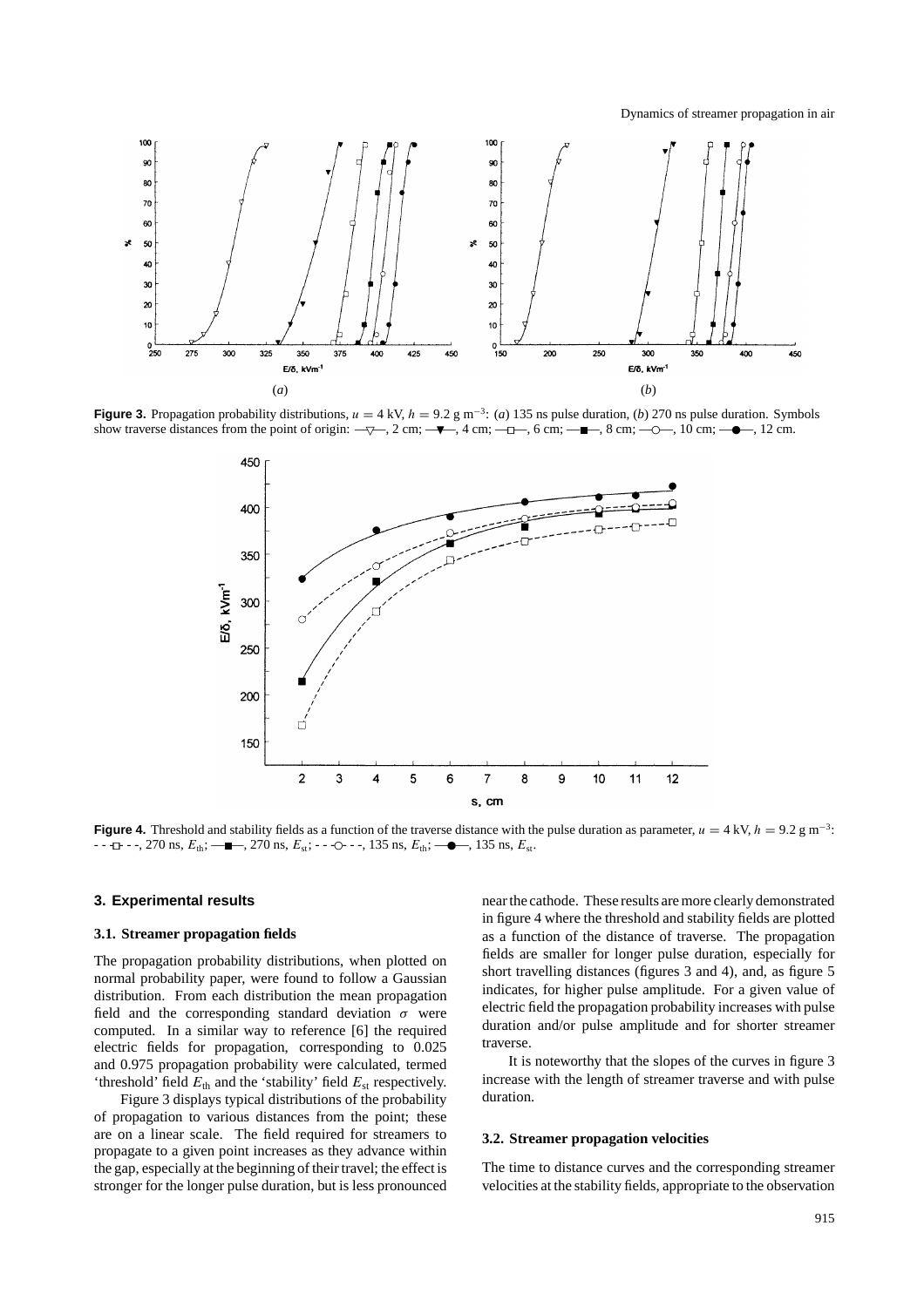**Figure 3.** Propagation probability distributions, $u = 4$ kV, $h = 9.2$ g m$^{-3}$: (*a*) 135 ns pulse duration, (*b*) 270 ns pulse duration. Symbols show traverse distances from the point of origin: —▽—, 2 cm; —▼—, 4 cm; —□—, 6 cm; —■—, 8 cm; —○—, 10 cm; —●—, 12 cm.

**Figure 4.** Threshold and stability fields as a function of the traverse distance with the pulse duration as parameter, $u = 4$ kV, $h = 9.2$ g m$^{-3}$: - - □ - -, 270 ns, $E_{th}$; —■—, 270 ns, $E_{st}$; - - ○ - -, 135 ns, $E_{th}$; —●—, 135 ns, $E_{st}$.

## 3. Experimental results

### 3.1. Streamer propagation fields

The propagation probability distributions, when plotted on normal probability paper, were found to follow a Gaussian distribution. From each distribution the mean propagation field and the corresponding standard deviation $\sigma$ were computed. In a similar way to reference [6] the required electric fields for propagation, corresponding to 0.025 and 0.975 propagation probability were calculated, termed 'threshold' field $E_{th}$ and the 'stability' field $E_{st}$ respectively.

Figure 3 displays typical distributions of the probability of propagation to various distances from the point; these are on a linear scale. The field required for streamers to propagate to a given point increases as they advance within the gap, especially at the beginning of their travel; the effect is stronger for the longer pulse duration, but is less pronounced near the cathode. These results are more clearly demonstrated in figure 4 where the threshold and stability fields are plotted as a function of the distance of traverse. The propagation fields are smaller for longer pulse duration, especially for short travelling distances (figures 3 and 4), and, as figure 5 indicates, for higher pulse amplitude. For a given value of electric field the propagation probability increases with pulse duration and/or pulse amplitude and for shorter streamer traverse.

It is noteworthy that the slopes of the curves in figure 3 increase with the length of streamer traverse and with pulse duration.

### 3.2. Streamer propagation velocities

The time to distance curves and the corresponding streamer velocities at the stability fields, appropriate to the observation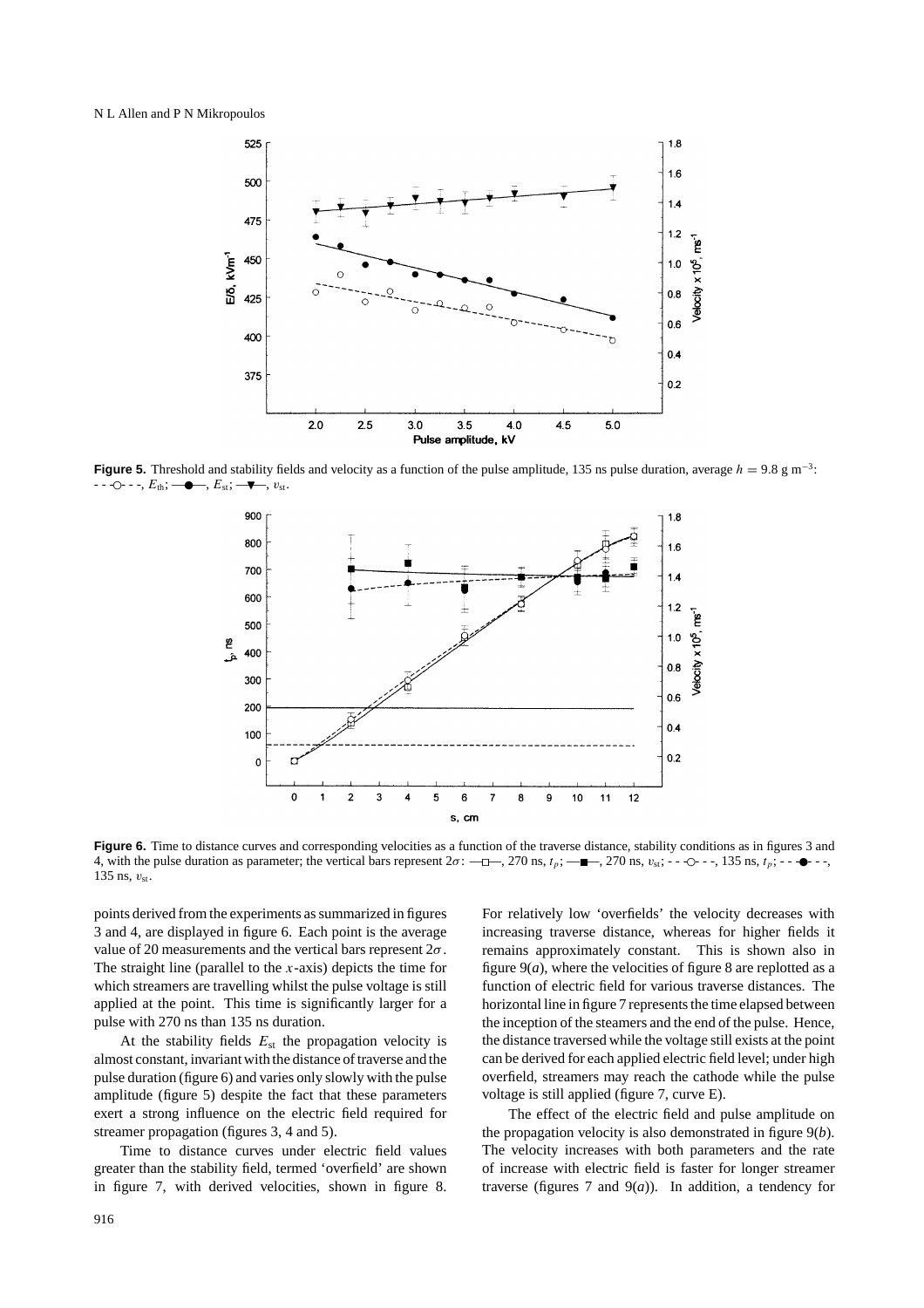**Figure 5.** Threshold and stability fields and velocity as a function of the pulse amplitude, 135 ns pulse duration, average $h = 9.8$ g m$^{-3}$: - - ○ - -, $E_{th}$; —●—, $E_{st}$; —▼—, $v_{st}$.

**Figure 6.** Time to distance curves and corresponding velocities as a function of the traverse distance, stability conditions as in figures 3 and 4, with the pulse duration as parameter; the vertical bars represent $2\sigma$: —□—, 270 ns, $t_p$; —■—, 270 ns, $v_{st}$; - - ○ - -, 135 ns, $t_p$; - - ● - -, 135 ns, $v_{st}$.

points derived from the experiments as summarized in figures 3 and 4, are displayed in figure 6. Each point is the average value of 20 measurements and the vertical bars represent $2\sigma$. The straight line (parallel to the $x$-axis) depicts the time for which streamers are travelling whilst the pulse voltage is still applied at the point. This time is significantly larger for a pulse with 270 ns than 135 ns duration.

At the stability fields $E_{st}$ the propagation velocity is almost constant, invariant with the distance of traverse and the pulse duration (figure 6) and varies only slowly with the pulse amplitude (figure 5) despite the fact that these parameters exert a strong influence on the electric field required for streamer propagation (figures 3, 4 and 5).

Time to distance curves under electric field values greater than the stability field, termed 'overfield' are shown in figure 7, with derived velocities, shown in figure 8. For relatively low 'overfields' the velocity decreases with increasing traverse distance, whereas for higher fields it remains approximately constant. This is shown also in figure 9($a$), where the velocities of figure 8 are replotted as a function of electric field for various traverse distances. The horizontal line in figure 7 represents the time elapsed between the inception of the steamers and the end of the pulse. Hence, the distance traversed while the voltage still exists at the point can be derived for each applied electric field level; under high overfield, streamers may reach the cathode while the pulse voltage is still applied (figure 7, curve E).

The effect of the electric field and pulse amplitude on the propagation velocity is also demonstrated in figure 9($b$). The velocity increases with both parameters and the rate of increase with electric field is faster for longer streamer traverse (figures 7 and 9($a$)). In addition, a tendency for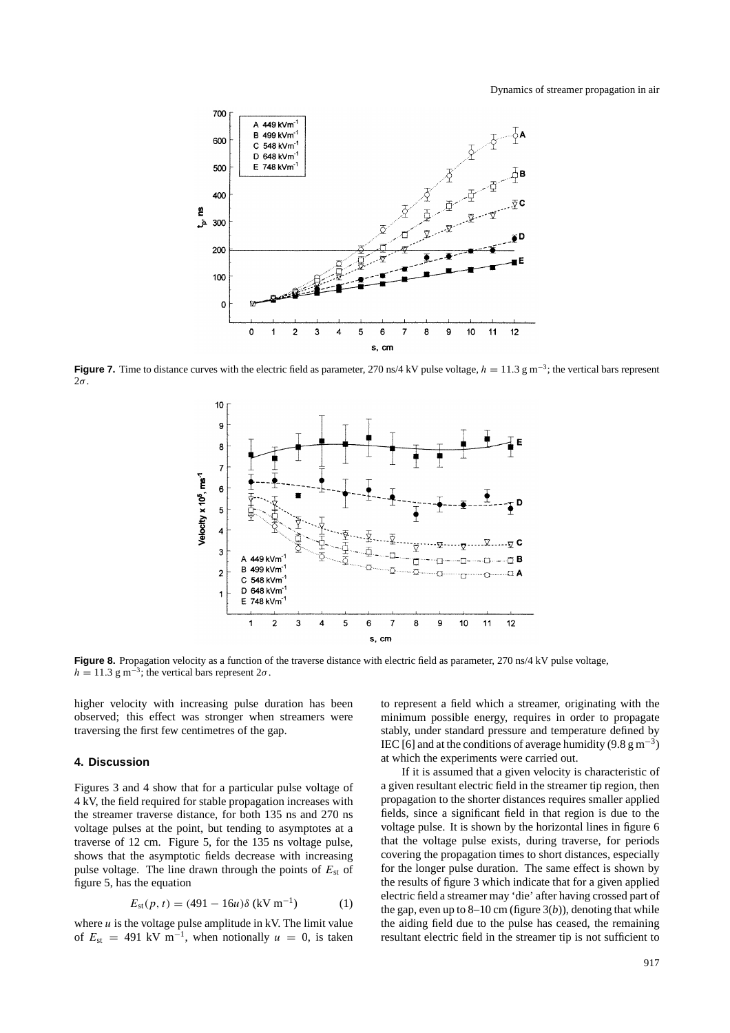**Figure 7.** Time to distance curves with the electric field as parameter, 270 ns/4 kV pulse voltage, $h = 11.3$ g m$^{-3}$; the vertical bars represent $2\sigma$.

**Figure 8.** Propagation velocity as a function of the traverse distance with electric field as parameter, 270 ns/4 kV pulse voltage, $h = 11.3$ g m$^{-3}$; the vertical bars represent $2\sigma$.

higher velocity with increasing pulse duration has been observed; this effect was stronger when streamers were traversing the first few centimetres of the gap.

## 4. Discussion

Figures 3 and 4 show that for a particular pulse voltage of 4 kV, the field required for stable propagation increases with the streamer traverse distance, for both 135 ns and 270 ns voltage pulses at the point, but tending to asymptotes at a traverse of 12 cm. Figure 5, for the 135 ns voltage pulse, shows that the asymptotic fields decrease with increasing pulse voltage. The line drawn through the points of $E_{st}$ of figure 5, has the equation

$$E_{st}(p,t) = (491 - 16u)\delta \text{ (kV m}^{-1}\text{)} \tag{1}$$

where $u$ is the voltage pulse amplitude in kV. The limit value of $E_{st} = 491$ kV m$^{-1}$, when notionally $u = 0$, is taken to represent a field which a streamer, originating with the minimum possible energy, requires in order to propagate stably, under standard pressure and temperature defined by IEC [6] and at the conditions of average humidity (9.8 g m$^{-3}$) at which the experiments were carried out.

If it is assumed that a given velocity is characteristic of a given resultant electric field in the streamer tip region, then propagation to the shorter distances requires smaller applied fields, since a significant field in that region is due to the voltage pulse. It is shown by the horizontal lines in figure 6 that the voltage pulse exists, during traverse, for periods covering the propagation times to short distances, especially for the longer pulse duration. The same effect is shown by the results of figure 3 which indicate that for a given applied electric field a streamer may 'die' after having crossed part of the gap, even up to 8–10 cm (figure 3(*b*)), denoting that while the aiding field due to the pulse has ceased, the remaining resultant electric field in the streamer tip is not sufficient to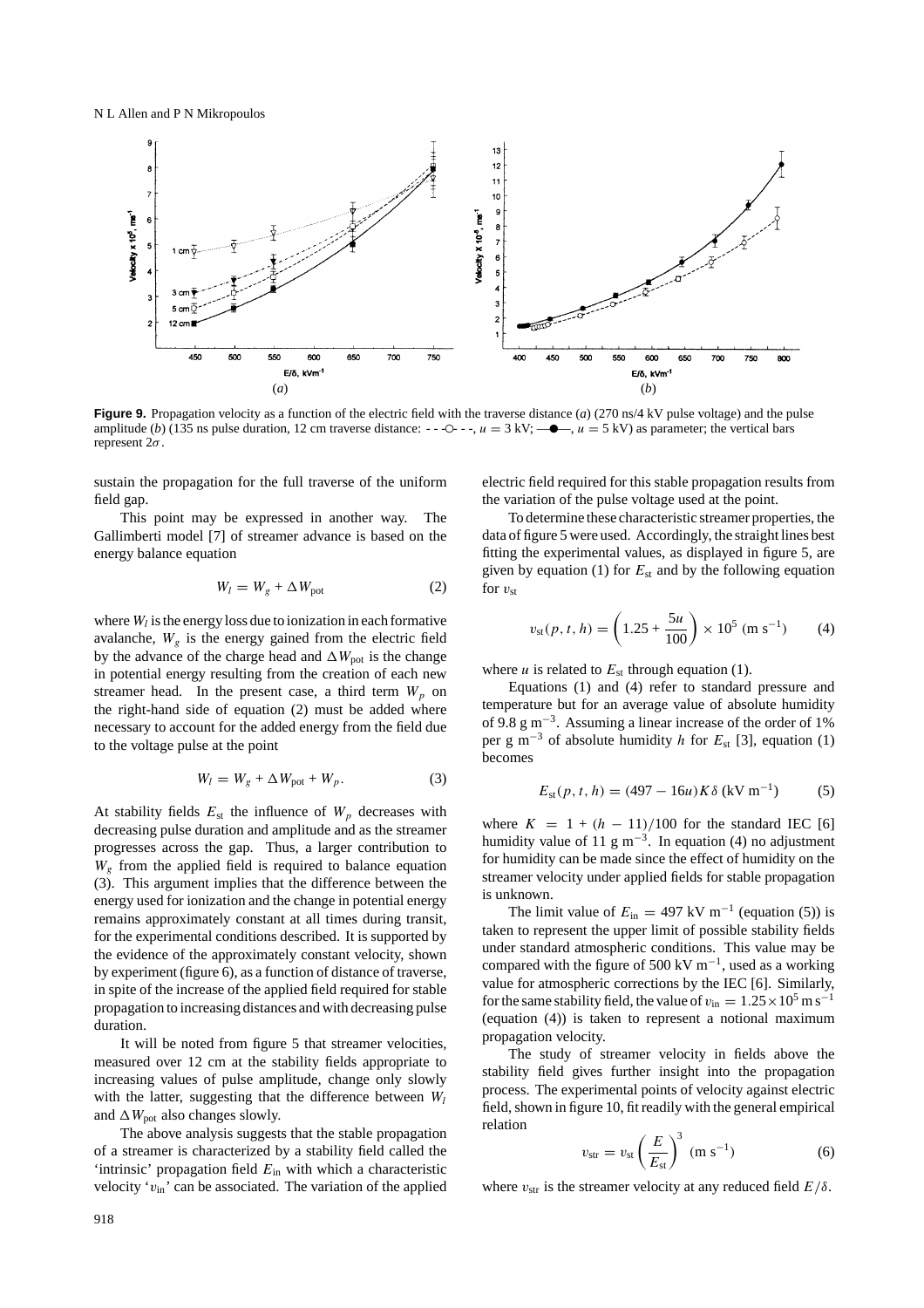**Figure 9.** Propagation velocity as a function of the electric field with the traverse distance (*a*) (270 ns/4 kV pulse voltage) and the pulse amplitude (*b*) (135 ns pulse duration, 12 cm traverse distance: - - -○- - -, $u = 3$ kV; —●—, $u = 5$ kV) as parameter; the vertical bars represent $2\sigma$.

sustain the propagation for the full traverse of the uniform field gap.

This point may be expressed in another way. The Gallimberti model [7] of streamer advance is based on the energy balance equation

$$W_l = W_g + \Delta W_{\text{pot}} \tag{2}$$

where $W_l$ is the energy loss due to ionization in each formative avalanche, $W_g$ is the energy gained from the electric field by the advance of the charge head and $\Delta W_{\text{pot}}$ is the change in potential energy resulting from the creation of each new streamer head. In the present case, a third term $W_p$ on the right-hand side of equation (2) must be added where necessary to account for the added energy from the field due to the voltage pulse at the point

$$W_l = W_g + \Delta W_{\text{pot}} + W_p. \tag{3}$$

At stability fields $E_{\text{st}}$ the influence of $W_p$ decreases with decreasing pulse duration and amplitude and as the streamer progresses across the gap. Thus, a larger contribution to $W_g$ from the applied field is required to balance equation (3). This argument implies that the difference between the energy used for ionization and the change in potential energy remains approximately constant at all times during transit, for the experimental conditions described. It is supported by the evidence of the approximately constant velocity, shown by experiment (figure 6), as a function of distance of traverse, in spite of the increase of the applied field required for stable propagation to increasing distances and with decreasing pulse duration.

It will be noted from figure 5 that streamer velocities, measured over 12 cm at the stability fields appropriate to increasing values of pulse amplitude, change only slowly with the latter, suggesting that the difference between $W_l$ and $\Delta W_{\text{pot}}$ also changes slowly.

The above analysis suggests that the stable propagation of a streamer is characterized by a stability field called the 'intrinsic' propagation field $E_{\text{in}}$ with which a characteristic velocity '$v_{\text{in}}$' can be associated. The variation of the applied electric field required for this stable propagation results from the variation of the pulse voltage used at the point.

To determine these characteristic streamer properties, the data of figure 5 were used. Accordingly, the straight lines best fitting the experimental values, as displayed in figure 5, are given by equation (1) for $E_{\text{st}}$ and by the following equation for $v_{\text{st}}$

$$v_{\text{st}}(p, t, h) = \left(1.25 + \frac{5u}{100}\right) \times 10^5 \text{ (m s}^{-1}\text{)} \tag{4}$$

where $u$ is related to $E_{\text{st}}$ through equation (1).

Equations (1) and (4) refer to standard pressure and temperature but for an average value of absolute humidity of 9.8 g m$^{-3}$. Assuming a linear increase of the order of 1% per g m$^{-3}$ of absolute humidity $h$ for $E_{\text{st}}$ [3], equation (1) becomes

$$E_{\text{st}}(p, t, h) = (497 - 16u)K\delta \text{ (kV m}^{-1}\text{)} \tag{5}$$

where $K = 1 + (h - 11)/100$ for the standard IEC [6] humidity value of 11 g m$^{-3}$. In equation (4) no adjustment for humidity can be made since the effect of humidity on the streamer velocity under applied fields for stable propagation is unknown.

The limit value of $E_{\text{in}} = 497$ kV m$^{-1}$ (equation (5)) is taken to represent the upper limit of possible stability fields under standard atmospheric conditions. This value may be compared with the figure of 500 kV m$^{-1}$, used as a working value for atmospheric corrections by the IEC [6]. Similarly, for the same stability field, the value of $v_{\text{in}} = 1.25 \times 10^5$ m s$^{-1}$ (equation (4)) is taken to represent a notional maximum propagation velocity.

The study of streamer velocity in fields above the stability field gives further insight into the propagation process. The experimental points of velocity against electric field, shown in figure 10, fit readily with the general empirical relation

$$v_{\text{str}} = v_{\text{st}} \left(\frac{E}{E_{\text{st}}}\right)^3 \text{ (m s}^{-1}\text{)} \tag{6}$$

where $v_{\text{str}}$ is the streamer velocity at any reduced field $E/\delta$.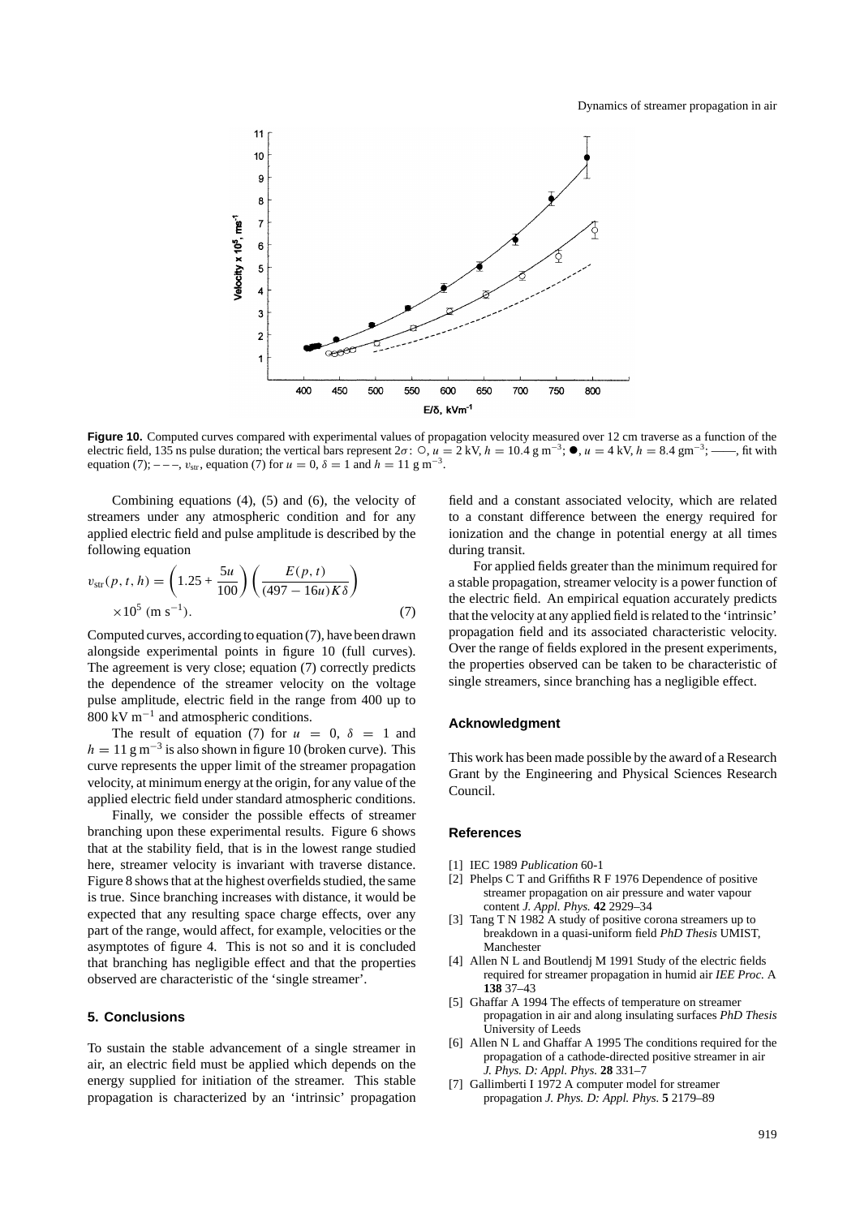11
10
9
8
7
6
5
4
3
2
1

Velocity x $10^5$, ms$^{-1}$

400 450 500 550 600 650 700 750 800

E/δ, kVm$^{-1}$

**Figure 10.** Computed curves compared with experimental values of propagation velocity measured over 12 cm traverse as a function of the electric field, 135 ns pulse duration; the vertical bars represent $2\sigma$: ○, $u = 2$ kV, $h = 10.4$ g m$^{-3}$; ●, $u = 4$ kV, $h = 8.4$ gm$^{-3}$; ——, fit with equation (7); – – –, $v_{str}$, equation (7) for $u = 0$, $\delta = 1$ and $h = 11$ g m$^{-3}$.

Combining equations (4), (5) and (6), the velocity of streamers under any atmospheric condition and for any applied electric field and pulse amplitude is described by the following equation

$$v_{str}(p,t,h) = \left(1.25 + \frac{5u}{100}\right)\left(\frac{E(p,t)}{(497 - 16u)K\delta}\right) \times 10^5 \text{ (m s}^{-1}\text{)}. \quad (7)$$

Computed curves, according to equation (7), have been drawn alongside experimental points in figure 10 (full curves). The agreement is very close; equation (7) correctly predicts the dependence of the streamer velocity on the voltage pulse amplitude, electric field in the range from 400 up to 800 kV m$^{-1}$ and atmospheric conditions.

The result of equation (7) for $u = 0$, $\delta = 1$ and $h = 11$ g m$^{-3}$ is also shown in figure 10 (broken curve). This curve represents the upper limit of the streamer propagation velocity, at minimum energy at the origin, for any value of the applied electric field under standard atmospheric conditions.

Finally, we consider the possible effects of streamer branching upon these experimental results. Figure 6 shows that at the stability field, that is in the lowest range studied here, streamer velocity is invariant with traverse distance. Figure 8 shows that at the highest overfields studied, the same is true. Since branching increases with distance, it would be expected that any resulting space charge effects, over any part of the range, would affect, for example, velocities or the asymptotes of figure 4. This is not so and it is concluded that branching has negligible effect and that the properties observed are characteristic of the 'single streamer'.

## 5. Conclusions

To sustain the stable advancement of a single streamer in air, an electric field must be applied which depends on the energy supplied for initiation of the streamer. This stable propagation is characterized by an 'intrinsic' propagation field and a constant associated velocity, which are related to a constant difference between the energy required for ionization and the change in potential energy at all times during transit.

For applied fields greater than the minimum required for a stable propagation, streamer velocity is a power function of the electric field. An empirical equation accurately predicts that the velocity at any applied field is related to the 'intrinsic' propagation field and its associated characteristic velocity. Over the range of fields explored in the present experiments, the properties observed can be taken to be characteristic of single streamers, since branching has a negligible effect.

## Acknowledgment

This work has been made possible by the award of a Research Grant by the Engineering and Physical Sciences Research Council.

## References

[1] IEC 1989 *Publication* 60-1

[2] Phelps C T and Griffiths R F 1976 Dependence of positive streamer propagation on air pressure and water vapour content *J. Appl. Phys.* **42** 2929–34

[3] Tang T N 1982 A study of positive corona streamers up to breakdown in a quasi-uniform field *PhD Thesis* UMIST, Manchester

[4] Allen N L and Boutlendj M 1991 Study of the electric fields required for streamer propagation in humid air *IEE Proc.* A **138** 37–43

[5] Ghaffar A 1994 The effects of temperature on streamer propagation in air and along insulating surfaces *PhD Thesis* University of Leeds

[6] Allen N L and Ghaffar A 1995 The conditions required for the propagation of a cathode-directed positive streamer in air *J. Phys. D: Appl. Phys.* **28** 331–7

[7] Gallimberti I 1972 A computer model for streamer propagation *J. Phys. D: Appl. Phys.* **5** 2179–89